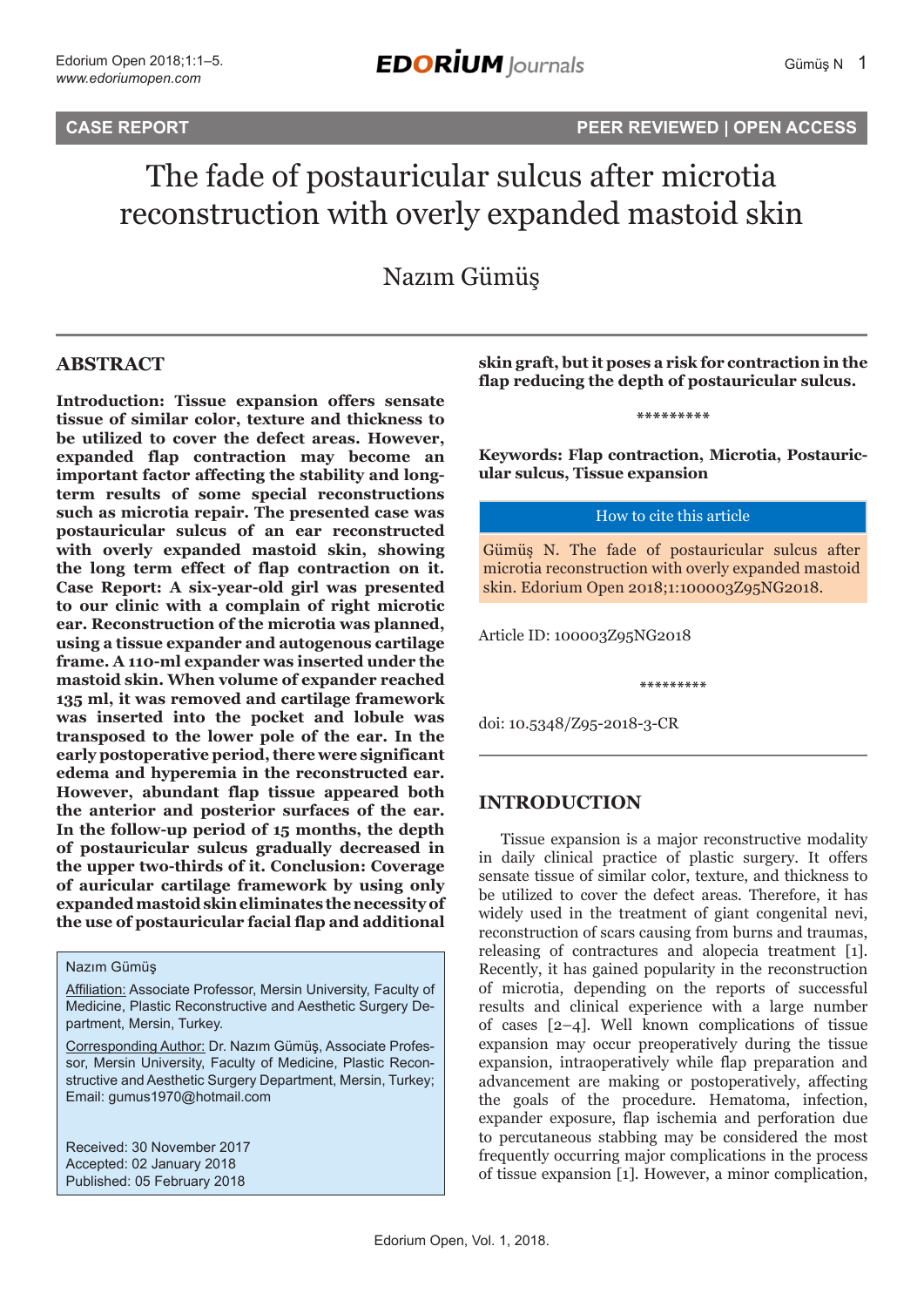CASE REPORT | PEER REVIEWED | OPEN ACCESS

# The fade of postauricular sulcus after microtia reconstruction with overly expanded mastoid skin

Nazım Gümüş

## ABSTRACT

**Introduction: Tissue expansion offers sensate tissue of similar color, texture and thickness to be utilized to cover the defect areas. However, expanded flap contraction may become an important factor affecting the stability and long-term results of some special reconstructions such as microtia repair. The presented case was postauricular sulcus of an ear reconstructed with overly expanded mastoid skin, showing the long term effect of flap contraction on it. Case Report: A six-year-old girl was presented to our clinic with a complain of right microtic ear. Reconstruction of the microtia was planned, using a tissue expander and autogenous cartilage frame. A 110-ml expander was inserted under the mastoid skin. When volume of expander reached 135 ml, it was removed and cartilage framework was inserted into the pocket and lobule was transposed to the lower pole of the ear. In the early postoperative period, there were significant edema and hyperemia in the reconstructed ear. However, abundant flap tissue appeared both the anterior and posterior surfaces of the ear. In the follow-up period of 15 months, the depth of postauricular sulcus gradually decreased in the upper two-thirds of it. Conclusion: Coverage of auricular cartilage framework by using only expanded mastoid skin eliminates the necessity of the use of postauricular facial flap and additional skin graft, but it poses a risk for contraction in the flap reducing the depth of postauricular sulcus.**

\*\*\*\*\*\*\*\*\*

**Keywords: Flap contraction, Microtia, Postauricular sulcus, Tissue expansion**

How to cite this article

Gümüş N. The fade of postauricular sulcus after microtia reconstruction with overly expanded mastoid skin. Edorium Open 2018;1:100003Z95NG2018.

Article ID: 100003Z95NG2018

\*\*\*\*\*\*\*\*\*

doi: 10.5348/Z95-2018-3-CR

Nazım Gümüş

Affiliation: Associate Professor, Mersin University, Faculty of Medicine, Plastic Reconstructive and Aesthetic Surgery Department, Mersin, Turkey.

Corresponding Author: Dr. Nazım Gümüş, Associate Professor, Mersin University, Faculty of Medicine, Plastic Reconstructive and Aesthetic Surgery Department, Mersin, Turkey; Email: gumus1970@hotmail.com

Received: 30 November 2017
Accepted: 02 January 2018
Published: 05 February 2018

## INTRODUCTION

Tissue expansion is a major reconstructive modality in daily clinical practice of plastic surgery. It offers sensate tissue of similar color, texture, and thickness to be utilized to cover the defect areas. Therefore, it has widely used in the treatment of giant congenital nevi, reconstruction of scars causing from burns and traumas, releasing of contractures and alopecia treatment [1]. Recently, it has gained popularity in the reconstruction of microtia, depending on the reports of successful results and clinical experience with a large number of cases [2–4]. Well known complications of tissue expansion may occur preoperatively during the tissue expansion, intraoperatively while flap preparation and advancement are making or postoperatively, affecting the goals of the procedure. Hematoma, infection, expander exposure, flap ischemia and perforation due to percutaneous stabbing may be considered the most frequently occurring major complications in the process of tissue expansion [1]. However, a minor complication,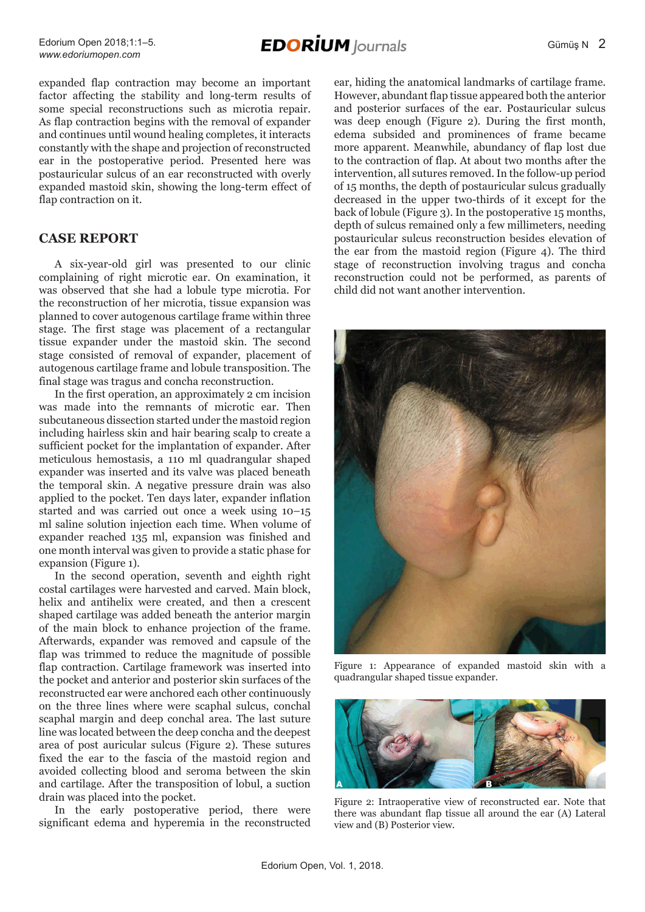expanded flap contraction may become an important factor affecting the stability and long-term results of some special reconstructions such as microtia repair. As flap contraction begins with the removal of expander and continues until wound healing completes, it interacts constantly with the shape and projection of reconstructed ear in the postoperative period. Presented here was postauricular sulcus of an ear reconstructed with overly expanded mastoid skin, showing the long-term effect of flap contraction on it.

## CASE REPORT

A six-year-old girl was presented to our clinic complaining of right microtic ear. On examination, it was observed that she had a lobule type microtia. For the reconstruction of her microtia, tissue expansion was planned to cover autogenous cartilage frame within three stage. The first stage was placement of a rectangular tissue expander under the mastoid skin. The second stage consisted of removal of expander, placement of autogenous cartilage frame and lobule transposition. The final stage was tragus and concha reconstruction.

In the first operation, an approximately 2 cm incision was made into the remnants of microtic ear. Then subcutaneous dissection started under the mastoid region including hairless skin and hair bearing scalp to create a sufficient pocket for the implantation of expander. After meticulous hemostasis, a 110 ml quadrangular shaped expander was inserted and its valve was placed beneath the temporal skin. A negative pressure drain was also applied to the pocket. Ten days later, expander inflation started and was carried out once a week using 10–15 ml saline solution injection each time. When volume of expander reached 135 ml, expansion was finished and one month interval was given to provide a static phase for expansion (Figure 1).

In the second operation, seventh and eighth right costal cartilages were harvested and carved. Main block, helix and antihelix were created, and then a crescent shaped cartilage was added beneath the anterior margin of the main block to enhance projection of the frame. Afterwards, expander was removed and capsule of the flap was trimmed to reduce the magnitude of possible flap contraction. Cartilage framework was inserted into the pocket and anterior and posterior skin surfaces of the reconstructed ear were anchored each other continuously on the three lines where were scaphal sulcus, conchal scaphal margin and deep conchal area. The last suture line was located between the deep concha and the deepest area of post auricular sulcus (Figure 2). These sutures fixed the ear to the fascia of the mastoid region and avoided collecting blood and seroma between the skin and cartilage. After the transposition of lobul, a suction drain was placed into the pocket.

In the early postoperative period, there were significant edema and hyperemia in the reconstructed ear, hiding the anatomical landmarks of cartilage frame. However, abundant flap tissue appeared both the anterior and posterior surfaces of the ear. Postauricular sulcus was deep enough (Figure 2). During the first month, edema subsided and prominences of frame became more apparent. Meanwhile, abundancy of flap lost due to the contraction of flap. At about two months after the intervention, all sutures removed. In the follow-up period of 15 months, the depth of postauricular sulcus gradually decreased in the upper two-thirds of it except for the back of lobule (Figure 3). In the postoperative 15 months, depth of sulcus remained only a few millimeters, needing postauricular sulcus reconstruction besides elevation of the ear from the mastoid region (Figure 4). The third stage of reconstruction involving tragus and concha reconstruction could not be performed, as parents of child did not want another intervention.

Figure 1: Appearance of expanded mastoid skin with a quadrangular shaped tissue expander.

Figure 2: Intraoperative view of reconstructed ear. Note that there was abundant flap tissue all around the ear (A) Lateral view and (B) Posterior view.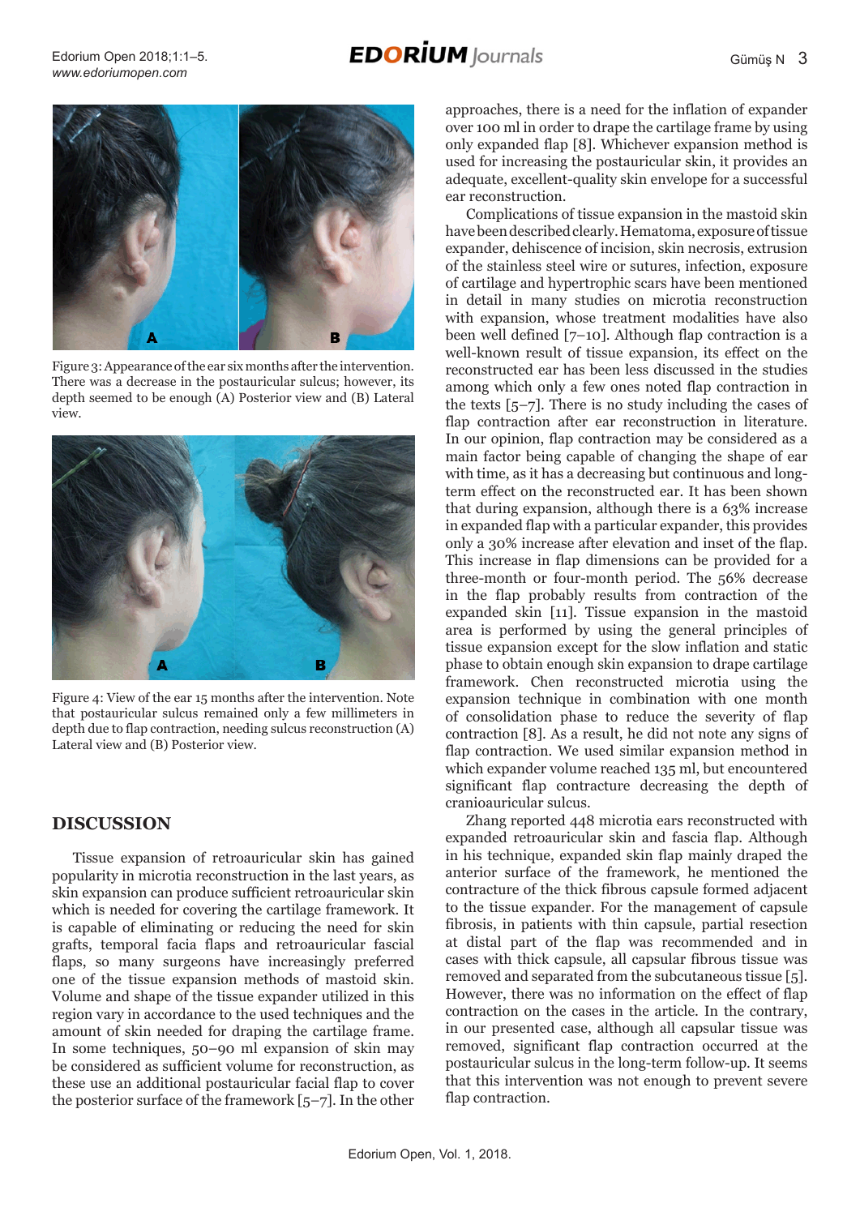Figure 3: Appearance of the ear six months after the intervention. There was a decrease in the postauricular sulcus; however, its depth seemed to be enough (A) Posterior view and (B) Lateral view.

Figure 4: View of the ear 15 months after the intervention. Note that postauricular sulcus remained only a few millimeters in depth due to flap contraction, needing sulcus reconstruction (A) Lateral view and (B) Posterior view.

## DISCUSSION

Tissue expansion of retroauricular skin has gained popularity in microtia reconstruction in the last years, as skin expansion can produce sufficient retroauricular skin which is needed for covering the cartilage framework. It is capable of eliminating or reducing the need for skin grafts, temporal facia flaps and retroauricular fascial flaps, so many surgeons have increasingly preferred one of the tissue expansion methods of mastoid skin. Volume and shape of the tissue expander utilized in this region vary in accordance to the used techniques and the amount of skin needed for draping the cartilage frame. In some techniques, 50–90 ml expansion of skin may be considered as sufficient volume for reconstruction, as these use an additional postauricular facial flap to cover the posterior surface of the framework [5–7]. In the other approaches, there is a need for the inflation of expander over 100 ml in order to drape the cartilage frame by using only expanded flap [8]. Whichever expansion method is used for increasing the postauricular skin, it provides an adequate, excellent-quality skin envelope for a successful ear reconstruction.

Complications of tissue expansion in the mastoid skin have been described clearly. Hematoma, exposure of tissue expander, dehiscence of incision, skin necrosis, extrusion of the stainless steel wire or sutures, infection, exposure of cartilage and hypertrophic scars have been mentioned in detail in many studies on microtia reconstruction with expansion, whose treatment modalities have also been well defined [7–10]. Although flap contraction is a well-known result of tissue expansion, its effect on the reconstructed ear has been less discussed in the studies among which only a few ones noted flap contraction in the texts [5–7]. There is no study including the cases of flap contraction after ear reconstruction in literature. In our opinion, flap contraction may be considered as a main factor being capable of changing the shape of ear with time, as it has a decreasing but continuous and long-term effect on the reconstructed ear. It has been shown that during expansion, although there is a 63% increase in expanded flap with a particular expander, this provides only a 30% increase after elevation and inset of the flap. This increase in flap dimensions can be provided for a three-month or four-month period. The 56% decrease in the flap probably results from contraction of the expanded skin [11]. Tissue expansion in the mastoid area is performed by using the general principles of tissue expansion except for the slow inflation and static phase to obtain enough skin expansion to drape cartilage framework. Chen reconstructed microtia using the expansion technique in combination with one month of consolidation phase to reduce the severity of flap contraction [8]. As a result, he did not note any signs of flap contraction. We used similar expansion method in which expander volume reached 135 ml, but encountered significant flap contracture decreasing the depth of cranioauricular sulcus.

Zhang reported 448 microtia ears reconstructed with expanded retroauricular skin and fascia flap. Although in his technique, expanded skin flap mainly draped the anterior surface of the framework, he mentioned the contracture of the thick fibrous capsule formed adjacent to the tissue expander. For the management of capsule fibrosis, in patients with thin capsule, partial resection at distal part of the flap was recommended and in cases with thick capsule, all capsular fibrous tissue was removed and separated from the subcutaneous tissue [5]. However, there was no information on the effect of flap contraction on the cases in the article. In the contrary, in our presented case, although all capsular tissue was removed, significant flap contraction occurred at the postauricular sulcus in the long-term follow-up. It seems that this intervention was not enough to prevent severe flap contraction.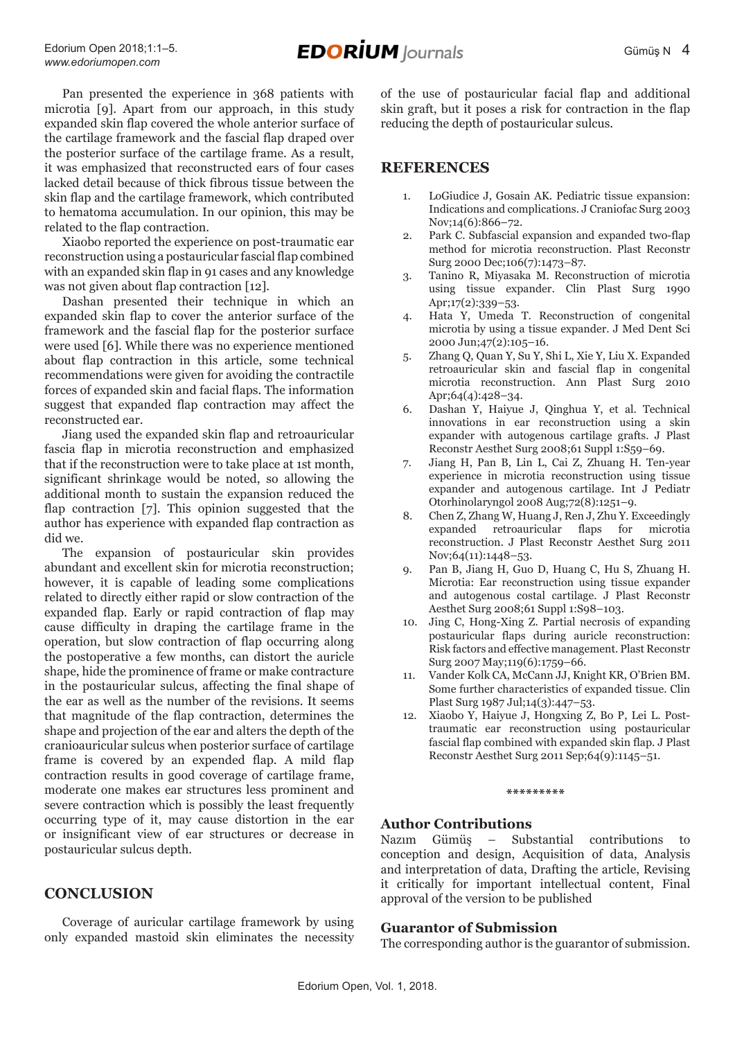Pan presented the experience in 368 patients with microtia [9]. Apart from our approach, in this study expanded skin flap covered the whole anterior surface of the cartilage framework and the fascial flap draped over the posterior surface of the cartilage frame. As a result, it was emphasized that reconstructed ears of four cases lacked detail because of thick fibrous tissue between the skin flap and the cartilage framework, which contributed to hematoma accumulation. In our opinion, this may be related to the flap contraction.

Xiaobo reported the experience on post-traumatic ear reconstruction using a postauricular fascial flap combined with an expanded skin flap in 91 cases and any knowledge was not given about flap contraction [12].

Dashan presented their technique in which an expanded skin flap to cover the anterior surface of the framework and the fascial flap for the posterior surface were used [6]. While there was no experience mentioned about flap contraction in this article, some technical recommendations were given for avoiding the contractile forces of expanded skin and facial flaps. The information suggest that expanded flap contraction may affect the reconstructed ear.

Jiang used the expanded skin flap and retroauricular fascia flap in microtia reconstruction and emphasized that if the reconstruction were to take place at 1st month, significant shrinkage would be noted, so allowing the additional month to sustain the expansion reduced the flap contraction [7]. This opinion suggested that the author has experience with expanded flap contraction as did we.

The expansion of postauricular skin provides abundant and excellent skin for microtia reconstruction; however, it is capable of leading some complications related to directly either rapid or slow contraction of the expanded flap. Early or rapid contraction of flap may cause difficulty in draping the cartilage frame in the operation, but slow contraction of flap occurring along the postoperative a few months, can distort the auricle shape, hide the prominence of frame or make contracture in the postauricular sulcus, affecting the final shape of the ear as well as the number of the revisions. It seems that magnitude of the flap contraction, determines the shape and projection of the ear and alters the depth of the cranioauricular sulcus when posterior surface of cartilage frame is covered by an expended flap. A mild flap contraction results in good coverage of cartilage frame, moderate one makes ear structures less prominent and severe contraction which is possibly the least frequently occurring type of it, may cause distortion in the ear or insignificant view of ear structures or decrease in postauricular sulcus depth.

## CONCLUSION

Coverage of auricular cartilage framework by using only expanded mastoid skin eliminates the necessity of the use of postauricular facial flap and additional skin graft, but it poses a risk for contraction in the flap reducing the depth of postauricular sulcus.

## REFERENCES

1. LoGiudice J, Gosain AK. Pediatric tissue expansion: Indications and complications. J Craniofac Surg 2003 Nov;14(6):866–72.
2. Park C. Subfascial expansion and expanded two-flap method for microtia reconstruction. Plast Reconstr Surg 2000 Dec;106(7):1473–87.
3. Tanino R, Miyasaka M. Reconstruction of microtia using tissue expander. Clin Plast Surg 1990 Apr;17(2):339–53.
4. Hata Y, Umeda T. Reconstruction of congenital microtia by using a tissue expander. J Med Dent Sci 2000 Jun;47(2):105–16.
5. Zhang Q, Quan Y, Su Y, Shi L, Xie Y, Liu X. Expanded retroauricular skin and fascial flap in congenital microtia reconstruction. Ann Plast Surg 2010 Apr;64(4):428–34.
6. Dashan Y, Haiyue J, Qinghua Y, et al. Technical innovations in ear reconstruction using a skin expander with autogenous cartilage grafts. J Plast Reconstr Aesthet Surg 2008;61 Suppl 1:S59–69.
7. Jiang H, Pan B, Lin L, Cai Z, Zhuang H. Ten-year experience in microtia reconstruction using tissue expander and autogenous cartilage. Int J Pediatr Otorhinolaryngol 2008 Aug;72(8):1251–9.
8. Chen Z, Zhang W, Huang J, Ren J, Zhu Y. Exceedingly expanded retroauricular flaps for microtia reconstruction. J Plast Reconstr Aesthet Surg 2011 Nov;64(11):1448–53.
9. Pan B, Jiang H, Guo D, Huang C, Hu S, Zhuang H. Microtia: Ear reconstruction using tissue expander and autogenous costal cartilage. J Plast Reconstr Aesthet Surg 2008;61 Suppl 1:S98–103.
10. Jing C, Hong-Xing Z. Partial necrosis of expanding postauricular flaps during auricle reconstruction: Risk factors and effective management. Plast Reconstr Surg 2007 May;119(6):1759–66.
11. Vander Kolk CA, McCann JJ, Knight KR, O'Brien BM. Some further characteristics of expanded tissue. Clin Plast Surg 1987 Jul;14(3):447–53.
12. Xiaobo Y, Haiyue J, Hongxing Z, Bo P, Lei L. Post-traumatic ear reconstruction using postauricular fascial flap combined with expanded skin flap. J Plast Reconstr Aesthet Surg 2011 Sep;64(9):1145–51.

*********

### Author Contributions

Nazım Gümüş – Substantial contributions to conception and design, Acquisition of data, Analysis and interpretation of data, Drafting the article, Revising it critically for important intellectual content, Final approval of the version to be published

### Guarantor of Submission

The corresponding author is the guarantor of submission.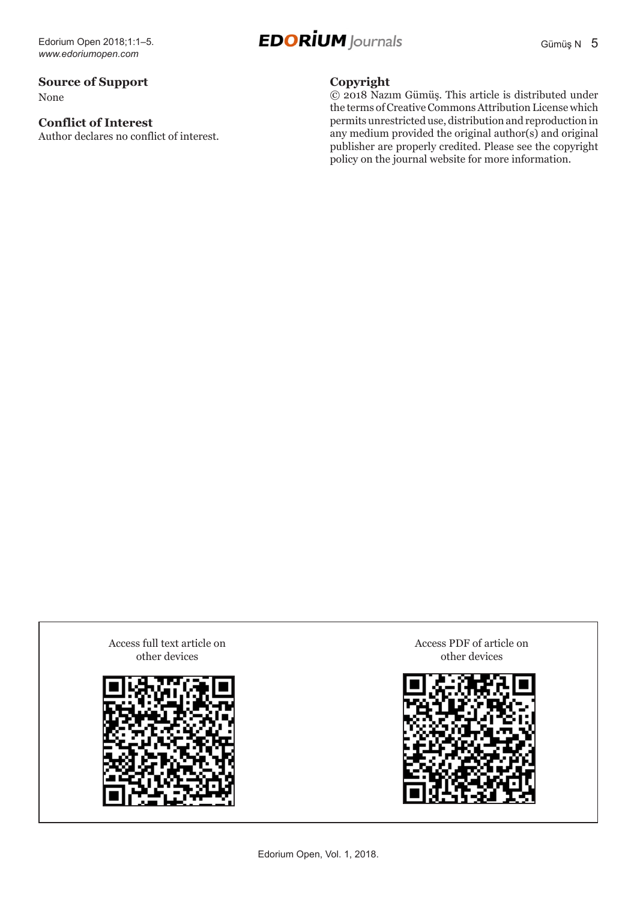**Source of Support**

None

**Conflict of Interest**

Author declares no conflict of interest.

**Copyright**

© 2018 Nazım Gümüş. This article is distributed under the terms of Creative Commons Attribution License which permits unrestricted use, distribution and reproduction in any medium provided the original author(s) and original publisher are properly credited. Please see the copyright policy on the journal website for more information.

Access full text article on other devices

Access PDF of article on other devices